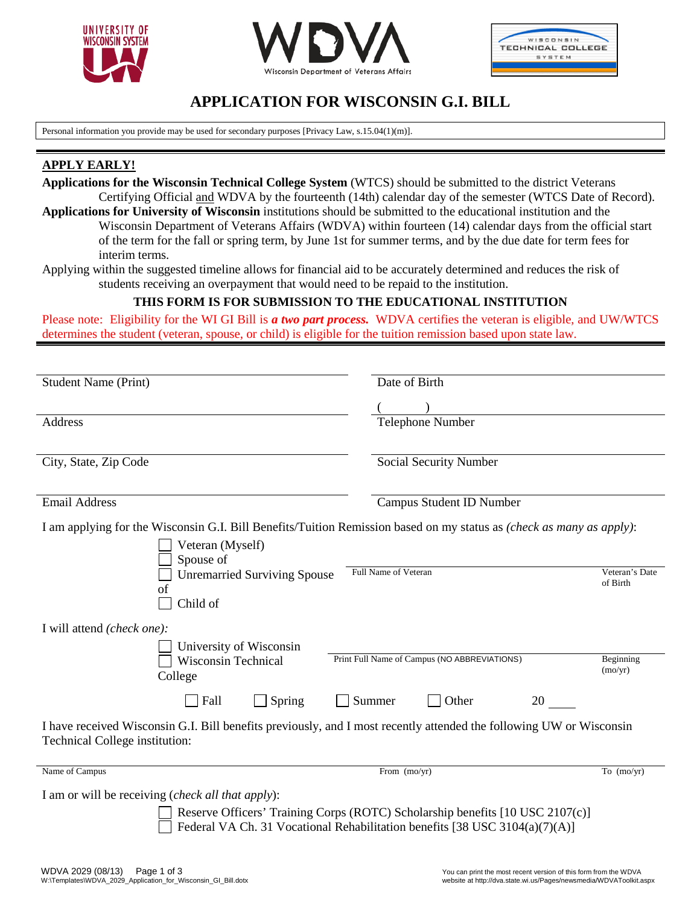# APPLICATION FOR WISCONSIN G.I. BILL

Personal information you provide may be used for secondary purposes [Privacy Law, s.15.04(1)(m)].

**APPLY EARLY!**

**Applications for the Wisconsin Technical College System** (WTCS) should be submitted to the district Veterans Certifying Official and WDVA by the fourteenth (14th) calendar day of the semester (WTCS Date of Record).

**Applications for University of Wisconsin** institutions should be submitted to the educational institution and the Wisconsin Department of Veterans Affairs (WDVA) within fourteen (14) calendar days from the official start of the term for the fall or spring term, by June 1st for summer terms, and by the due date for term fees for interim terms.

Applying within the suggested timeline allows for financial aid to be accurately determined and reduces the risk of students receiving an overpayment that would need to be repaid to the institution.

**THIS FORM IS FOR SUBMISSION TO THE EDUCATIONAL INSTITUTION**

Please note: Eligibility for the WI GI Bill is ***a two part process.*** WDVA certifies the veteran is eligible, and UW/WTCS determines the student (veteran, spouse, or child) is eligible for the tuition remission based upon state law.

Student Name (Print) ____________________ Date of Birth ____________________

Address ____________________ ( ) Telephone Number ____________________

City, State, Zip Code ____________________ Social Security Number ____________________

Email Address ____________________ Campus Student ID Number ____________________

I am applying for the Wisconsin G.I. Bill Benefits/Tuition Remission based on my status as *(check as many as apply)*:

- ☐ Veteran (Myself)
- ☐ Spouse of
- ☐ Unremarried Surviving Spouse of
- ☐ Child of

Full Name of Veteran ____________________ Veteran's Date of Birth ____________________

I will attend *(check one):*

- ☐ University of Wisconsin
- ☐ Wisconsin Technical College

Print Full Name of Campus (NO ABBREVIATIONS) ____________________ Beginning (mo/yr) ____________________

☐ Fall ☐ Spring ☐ Summer ☐ Other 20 ____

I have received Wisconsin G.I. Bill benefits previously, and I most recently attended the following UW or Wisconsin Technical College institution:

Name of Campus ____________________ From (mo/yr) ____________________ To (mo/yr) ____________________

I am or will be receiving (*check all that apply*):

- ☐ Reserve Officers' Training Corps (ROTC) Scholarship benefits [10 USC 2107(c)]
- ☐ Federal VA Ch. 31 Vocational Rehabilitation benefits [38 USC 3104(a)(7)(A)]

WDVA 2029 (08/13)
W:\Templates\WDVA_2029_Application_for_Wisconsin_GI_Bill.dotx

You can print the most recent version of this form from the WDVA website at http://dva.state.wi.us/Pages/newsmedia/WDVAToolkit.aspx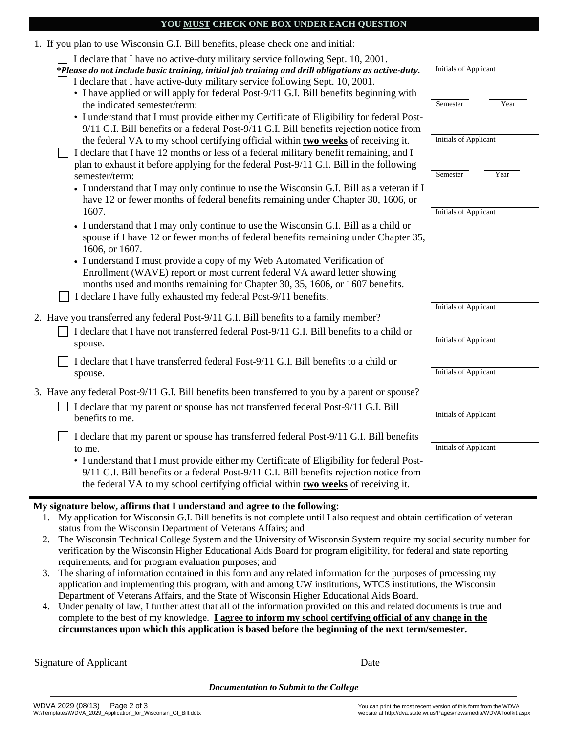**YOU MUST CHECK ONE BOX UNDER EACH QUESTION**

1. If you plan to use Wisconsin G.I. Bill benefits, please check one and initial:

   ☐ I declare that I have no active-duty military service following Sept. 10, 2001.
   ***Please do not include basic training, initial job training and drill obligations as active-duty.***

   Initials of Applicant ____________

   ☐ I declare that I have active-duty military service following Sept. 10, 2001.
   - I have applied or will apply for federal Post-9/11 G.I. Bill benefits beginning with the indicated semester/term:

     Semester ________ Year ________

   - I understand that I must provide either my Certificate of Eligibility for federal Post-9/11 G.I. Bill benefits or a federal Post-9/11 G.I. Bill benefits rejection notice from the federal VA to my school certifying official within **two weeks** of receiving it.

     Initials of Applicant ____________

   ☐ I declare that I have 12 months or less of a federal military benefit remaining, and I plan to exhaust it before applying for the federal Post-9/11 G.I. Bill in the following semester/term:

     Semester ________ Year ________

   - I understand that I may only continue to use the Wisconsin G.I. Bill as a veteran if I have 12 or fewer months of federal benefits remaining under Chapter 30, 1606, or 1607.
   - I understand that I may only continue to use the Wisconsin G.I. Bill as a child or spouse if I have 12 or fewer months of federal benefits remaining under Chapter 35, 1606, or 1607.
   - I understand I must provide a copy of my Web Automated Verification of Enrollment (WAVE) report or most current federal VA award letter showing months used and months remaining for Chapter 30, 35, 1606, or 1607 benefits.

     Initials of Applicant ____________

   ☐ I declare I have fully exhausted my federal Post-9/11 benefits.

   Initials of Applicant ____________

2. Have you transferred any federal Post-9/11 G.I. Bill benefits to a family member?

   ☐ I declare that I have not transferred federal Post-9/11 G.I. Bill benefits to a child or spouse.

   Initials of Applicant ____________

   ☐ I declare that I have transferred federal Post-9/11 G.I. Bill benefits to a child or spouse.

   Initials of Applicant ____________

3. Have any federal Post-9/11 G.I. Bill benefits been transferred to you by a parent or spouse?

   ☐ I declare that my parent or spouse has not transferred federal Post-9/11 G.I. Bill benefits to me.

   Initials of Applicant ____________

   ☐ I declare that my parent or spouse has transferred federal Post-9/11 G.I. Bill benefits to me.

   Initials of Applicant ____________

   - I understand that I must provide either my Certificate of Eligibility for federal Post-9/11 G.I. Bill benefits or a federal Post-9/11 G.I. Bill benefits rejection notice from the federal VA to my school certifying official within **two weeks** of receiving it.

---

**My signature below, affirms that I understand and agree to the following:**

1. My application for Wisconsin G.I. Bill benefits is not complete until I also request and obtain certification of veteran status from the Wisconsin Department of Veterans Affairs; and
2. The Wisconsin Technical College System and the University of Wisconsin System require my social security number for verification by the Wisconsin Higher Educational Aids Board for program eligibility, for federal and state reporting requirements, and for program evaluation purposes; and
3. The sharing of information contained in this form and any related information for the purposes of processing my application and implementing this program, with and among UW institutions, WTCS institutions, the Wisconsin Department of Veterans Affairs, and the State of Wisconsin Higher Educational Aids Board.
4. Under penalty of law, I further attest that all of the information provided on this and related documents is true and complete to the best of my knowledge. **I agree to inform my school certifying official of any change in the circumstances upon which this application is based before the beginning of the next term/semester.**

Signature of Applicant ______________________________ Date ______________________

***Documentation to Submit to the College***

WDVA 2029 (08/13)
W:\Templates\WDVA_2029_Application_for_Wisconsin_GI_Bill.dotx

You can print the most recent version of this form from the WDVA website at http://dva.state.wi.us/Pages/newsmedia/WDVAToolkit.aspx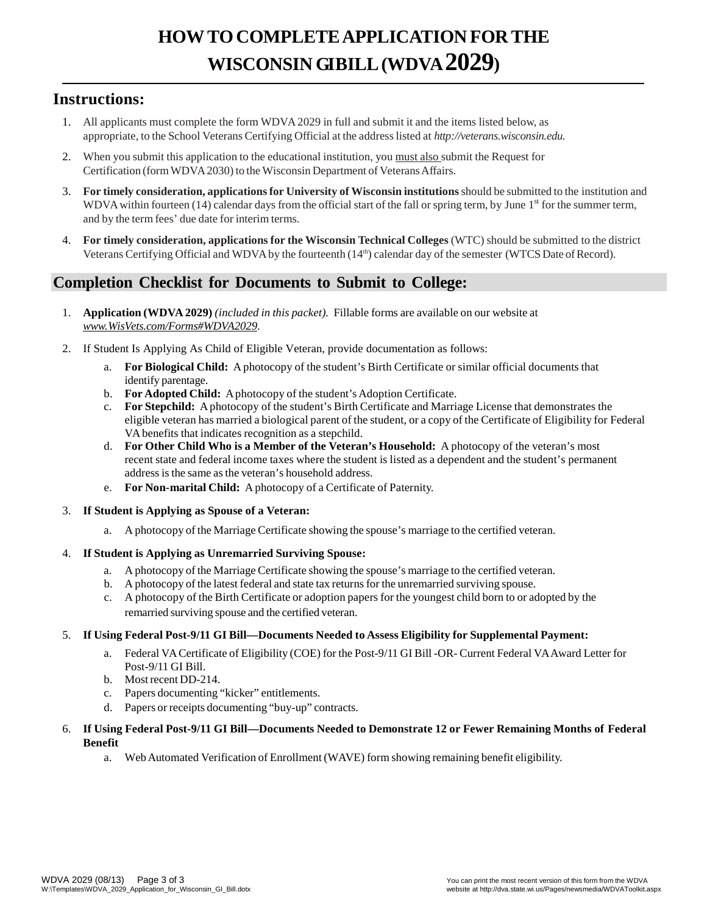# HOW TO COMPLETE APPLICATION FOR THE WISCONSIN GIBILL (WDVA 2029)

## Instructions:

1. All applicants must complete the form WDVA 2029 in full and submit it and the items listed below, as appropriate, to the School Veterans Certifying Official at the address listed at *http://veterans.wisconsin.edu.*
2. When you submit this application to the educational institution, you must also submit the Request for Certification (form WDVA 2030) to the Wisconsin Department of Veterans Affairs.
3. **For timely consideration, applications for University of Wisconsin institutions** should be submitted to the institution and WDVA within fourteen (14) calendar days from the official start of the fall or spring term, by June 1st for the summer term, and by the term fees' due date for interim terms.
4. **For timely consideration, applications for the Wisconsin Technical Colleges** (WTC) should be submitted to the district Veterans Certifying Official and WDVA by the fourteenth (14th) calendar day of the semester (WTCS Date of Record).

## Completion Checklist for Documents to Submit to College:

1. **Application (WDVA 2029)** *(included in this packet).* Fillable forms are available on our website at *www.WisVets.com/Forms#WDVA2029*.
2. If Student Is Applying As Child of Eligible Veteran, provide documentation as follows:
   a. **For Biological Child:** A photocopy of the student's Birth Certificate or similar official documents that identify parentage.
   b. **For Adopted Child:** A photocopy of the student's Adoption Certificate.
   c. **For Stepchild:** A photocopy of the student's Birth Certificate and Marriage License that demonstrates the eligible veteran has married a biological parent of the student, or a copy of the Certificate of Eligibility for Federal VA benefits that indicates recognition as a stepchild.
   d. **For Other Child Who is a Member of the Veteran's Household:** A photocopy of the veteran's most recent state and federal income taxes where the student is listed as a dependent and the student's permanent address is the same as the veteran's household address.
   e. **For Non-marital Child:** A photocopy of a Certificate of Paternity.
3. **If Student is Applying as Spouse of a Veteran:**
   a. A photocopy of the Marriage Certificate showing the spouse's marriage to the certified veteran.
4. **If Student is Applying as Unremarried Surviving Spouse:**
   a. A photocopy of the Marriage Certificate showing the spouse's marriage to the certified veteran.
   b. A photocopy of the latest federal and state tax returns for the unremarried surviving spouse.
   c. A photocopy of the Birth Certificate or adoption papers for the youngest child born to or adopted by the remarried surviving spouse and the certified veteran.
5. **If Using Federal Post-9/11 GI Bill—Documents Needed to Assess Eligibility for Supplemental Payment:**
   a. Federal VA Certificate of Eligibility (COE) for the Post-9/11 GI Bill -OR- Current Federal VA Award Letter for Post-9/11 GI Bill.
   b. Most recent DD-214.
   c. Papers documenting "kicker" entitlements.
   d. Papers or receipts documenting "buy-up" contracts.
6. **If Using Federal Post-9/11 GI Bill—Documents Needed to Demonstrate 12 or Fewer Remaining Months of Federal Benefit**
   a. Web Automated Verification of Enrollment (WAVE) form showing remaining benefit eligibility.